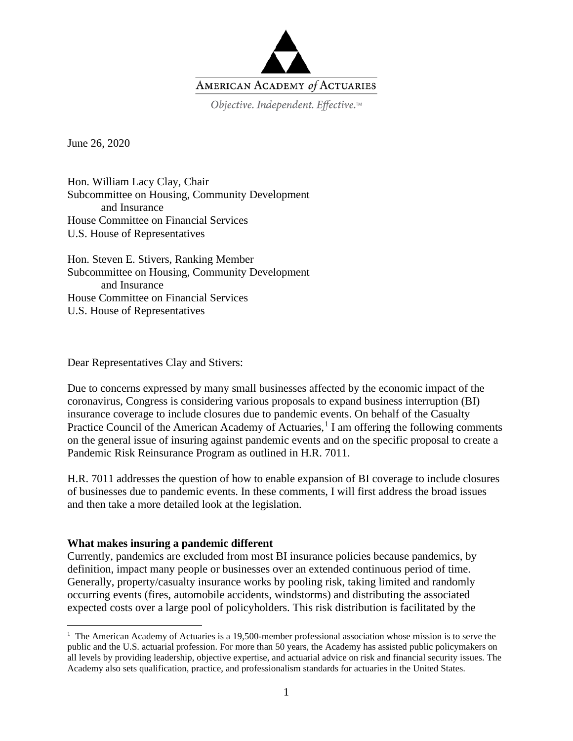AMERICAN ACADEMY *of* ACTUARIES

*Objective. Independent. Effective.*™

June 26, 2020

Hon. William Lacy Clay, Chair
Subcommittee on Housing, Community Development and Insurance
House Committee on Financial Services
U.S. House of Representatives

Hon. Steven E. Stivers, Ranking Member
Subcommittee on Housing, Community Development and Insurance
House Committee on Financial Services
U.S. House of Representatives

Dear Representatives Clay and Stivers:

Due to concerns expressed by many small businesses affected by the economic impact of the coronavirus, Congress is considering various proposals to expand business interruption (BI) insurance coverage to include closures due to pandemic events. On behalf of the Casualty Practice Council of the American Academy of Actuaries,[1] I am offering the following comments on the general issue of insuring against pandemic events and on the specific proposal to create a Pandemic Risk Reinsurance Program as outlined in H.R. 7011.

H.R. 7011 addresses the question of how to enable expansion of BI coverage to include closures of businesses due to pandemic events. In these comments, I will first address the broad issues and then take a more detailed look at the legislation.

**What makes insuring a pandemic different**

Currently, pandemics are excluded from most BI insurance policies because pandemics, by definition, impact many people or businesses over an extended continuous period of time. Generally, property/casualty insurance works by pooling risk, taking limited and randomly occurring events (fires, automobile accidents, windstorms) and distributing the associated expected costs over a large pool of policyholders. This risk distribution is facilitated by the

[1] The American Academy of Actuaries is a 19,500-member professional association whose mission is to serve the public and the U.S. actuarial profession. For more than 50 years, the Academy has assisted public policymakers on all levels by providing leadership, objective expertise, and actuarial advice on risk and financial security issues. The Academy also sets qualification, practice, and professionalism standards for actuaries in the United States.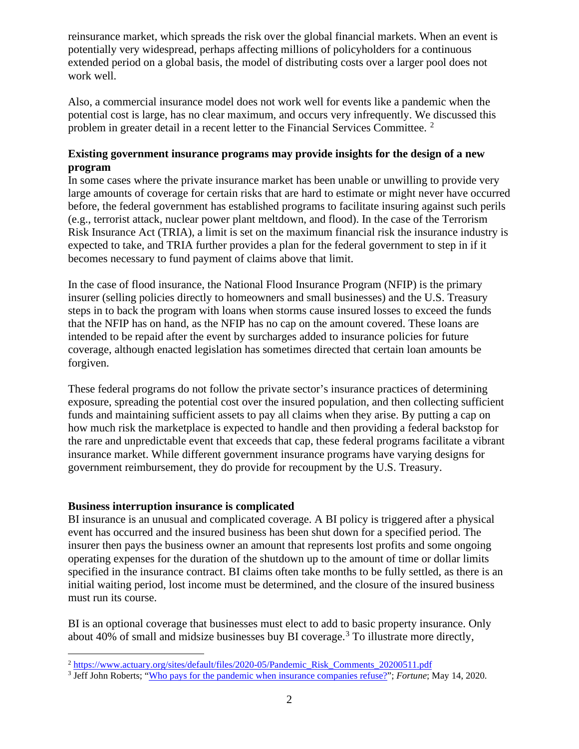reinsurance market, which spreads the risk over the global financial markets. When an event is potentially very widespread, perhaps affecting millions of policyholders for a continuous extended period on a global basis, the model of distributing costs over a larger pool does not work well.

Also, a commercial insurance model does not work well for events like a pandemic when the potential cost is large, has no clear maximum, and occurs very infrequently. We discussed this problem in greater detail in a recent letter to the Financial Services Committee. [2]

**Existing government insurance programs may provide insights for the design of a new program**

In some cases where the private insurance market has been unable or unwilling to provide very large amounts of coverage for certain risks that are hard to estimate or might never have occurred before, the federal government has established programs to facilitate insuring against such perils (e.g., terrorist attack, nuclear power plant meltdown, and flood). In the case of the Terrorism Risk Insurance Act (TRIA), a limit is set on the maximum financial risk the insurance industry is expected to take, and TRIA further provides a plan for the federal government to step in if it becomes necessary to fund payment of claims above that limit.

In the case of flood insurance, the National Flood Insurance Program (NFIP) is the primary insurer (selling policies directly to homeowners and small businesses) and the U.S. Treasury steps in to back the program with loans when storms cause insured losses to exceed the funds that the NFIP has on hand, as the NFIP has no cap on the amount covered. These loans are intended to be repaid after the event by surcharges added to insurance policies for future coverage, although enacted legislation has sometimes directed that certain loan amounts be forgiven.

These federal programs do not follow the private sector's insurance practices of determining exposure, spreading the potential cost over the insured population, and then collecting sufficient funds and maintaining sufficient assets to pay all claims when they arise. By putting a cap on how much risk the marketplace is expected to handle and then providing a federal backstop for the rare and unpredictable event that exceeds that cap, these federal programs facilitate a vibrant insurance market. While different government insurance programs have varying designs for government reimbursement, they do provide for recoupment by the U.S. Treasury.

**Business interruption insurance is complicated**

BI insurance is an unusual and complicated coverage. A BI policy is triggered after a physical event has occurred and the insured business has been shut down for a specified period. The insurer then pays the business owner an amount that represents lost profits and some ongoing operating expenses for the duration of the shutdown up to the amount of time or dollar limits specified in the insurance contract. BI claims often take months to be fully settled, as there is an initial waiting period, lost income must be determined, and the closure of the insured business must run its course.

BI is an optional coverage that businesses must elect to add to basic property insurance. Only about 40% of small and midsize businesses buy BI coverage.[3] To illustrate more directly,

---

[2] https://www.actuary.org/sites/default/files/2020-05/Pandemic_Risk_Comments_20200511.pdf

[3] Jeff John Roberts; "Who pays for the pandemic when insurance companies refuse?"; *Fortune*; May 14, 2020.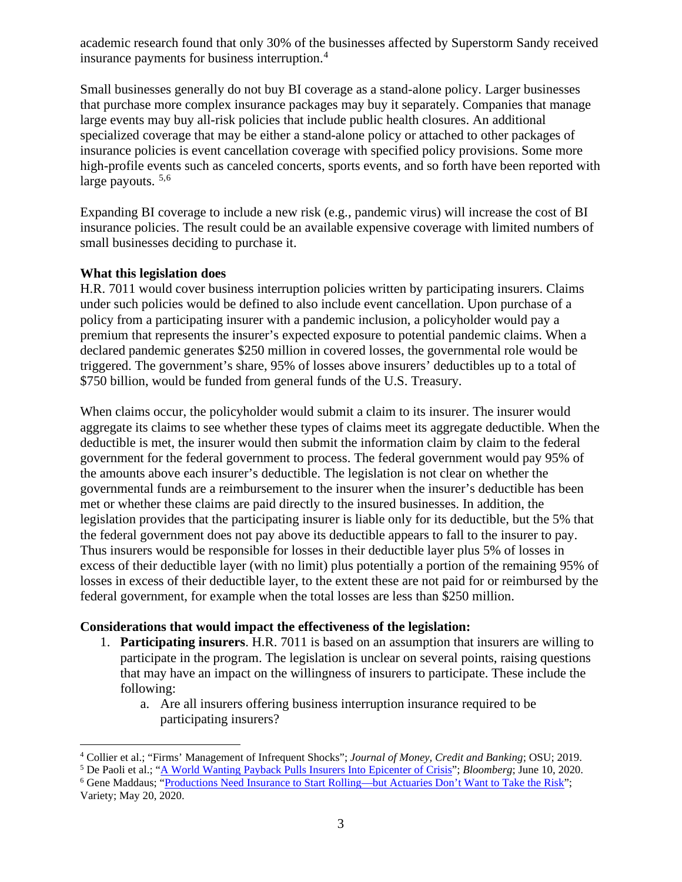academic research found that only 30% of the businesses affected by Superstorm Sandy received insurance payments for business interruption.[4]

Small businesses generally do not buy BI coverage as a stand-alone policy. Larger businesses that purchase more complex insurance packages may buy it separately. Companies that manage large events may buy all-risk policies that include public health closures. An additional specialized coverage that may be either a stand-alone policy or attached to other packages of insurance policies is event cancellation coverage with specified policy provisions. Some more high-profile events such as canceled concerts, sports events, and so forth have been reported with large payouts. [5,6]

Expanding BI coverage to include a new risk (e.g., pandemic virus) will increase the cost of BI insurance policies. The result could be an available expensive coverage with limited numbers of small businesses deciding to purchase it.

**What this legislation does**

H.R. 7011 would cover business interruption policies written by participating insurers. Claims under such policies would be defined to also include event cancellation. Upon purchase of a policy from a participating insurer with a pandemic inclusion, a policyholder would pay a premium that represents the insurer's expected exposure to potential pandemic claims. When a declared pandemic generates $250 million in covered losses, the governmental role would be triggered. The government's share, 95% of losses above insurers' deductibles up to a total of $750 billion, would be funded from general funds of the U.S. Treasury.

When claims occur, the policyholder would submit a claim to its insurer. The insurer would aggregate its claims to see whether these types of claims meet its aggregate deductible. When the deductible is met, the insurer would then submit the information claim by claim to the federal government for the federal government to process. The federal government would pay 95% of the amounts above each insurer's deductible. The legislation is not clear on whether the governmental funds are a reimbursement to the insurer when the insurer's deductible has been met or whether these claims are paid directly to the insured businesses. In addition, the legislation provides that the participating insurer is liable only for its deductible, but the 5% that the federal government does not pay above its deductible appears to fall to the insurer to pay. Thus insurers would be responsible for losses in their deductible layer plus 5% of losses in excess of their deductible layer (with no limit) plus potentially a portion of the remaining 95% of losses in excess of their deductible layer, to the extent these are not paid for or reimbursed by the federal government, for example when the total losses are less than $250 million.

**Considerations that would impact the effectiveness of the legislation:**

1. **Participating insurers**. H.R. 7011 is based on an assumption that insurers are willing to participate in the program. The legislation is unclear on several points, raising questions that may have an impact on the willingness of insurers to participate. These include the following:
    a. Are all insurers offering business interruption insurance required to be participating insurers?

---

[4] Collier et al.; "Firms' Management of Infrequent Shocks"; *Journal of Money, Credit and Banking*; OSU; 2019.

[5] De Paoli et al.; "A World Wanting Payback Pulls Insurers Into Epicenter of Crisis"; *Bloomberg*; June 10, 2020.

[6] Gene Maddaus; "Productions Need Insurance to Start Rolling—but Actuaries Don't Want to Take the Risk"; Variety; May 20, 2020.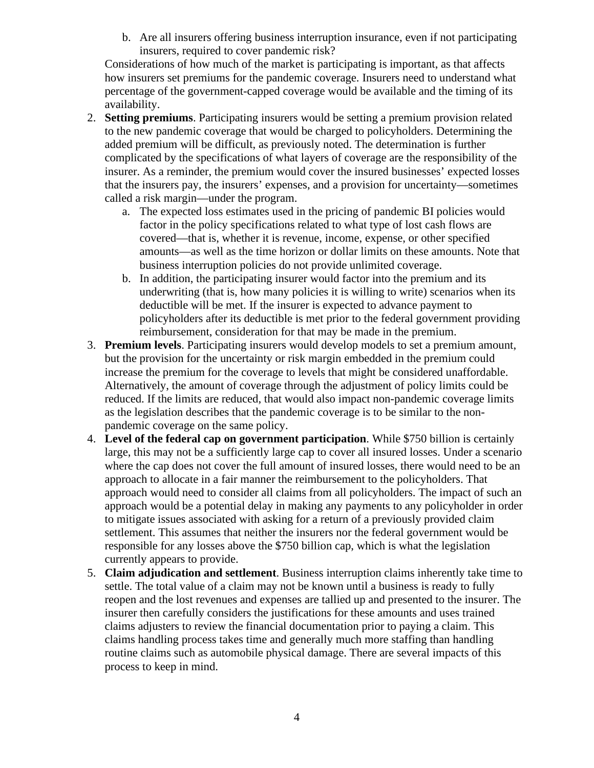b. Are all insurers offering business interruption insurance, even if not participating insurers, required to cover pandemic risk?

Considerations of how much of the market is participating is important, as that affects how insurers set premiums for the pandemic coverage. Insurers need to understand what percentage of the government-capped coverage would be available and the timing of its availability.

2. **Setting premiums**. Participating insurers would be setting a premium provision related to the new pandemic coverage that would be charged to policyholders. Determining the added premium will be difficult, as previously noted. The determination is further complicated by the specifications of what layers of coverage are the responsibility of the insurer. As a reminder, the premium would cover the insured businesses' expected losses that the insurers pay, the insurers' expenses, and a provision for uncertainty—sometimes called a risk margin—under the program.
   a. The expected loss estimates used in the pricing of pandemic BI policies would factor in the policy specifications related to what type of lost cash flows are covered—that is, whether it is revenue, income, expense, or other specified amounts—as well as the time horizon or dollar limits on these amounts. Note that business interruption policies do not provide unlimited coverage.
   b. In addition, the participating insurer would factor into the premium and its underwriting (that is, how many policies it is willing to write) scenarios when its deductible will be met. If the insurer is expected to advance payment to policyholders after its deductible is met prior to the federal government providing reimbursement, consideration for that may be made in the premium.
3. **Premium levels**. Participating insurers would develop models to set a premium amount, but the provision for the uncertainty or risk margin embedded in the premium could increase the premium for the coverage to levels that might be considered unaffordable. Alternatively, the amount of coverage through the adjustment of policy limits could be reduced. If the limits are reduced, that would also impact non-pandemic coverage limits as the legislation describes that the pandemic coverage is to be similar to the non-pandemic coverage on the same policy.
4. **Level of the federal cap on government participation**. While $750 billion is certainly large, this may not be a sufficiently large cap to cover all insured losses. Under a scenario where the cap does not cover the full amount of insured losses, there would need to be an approach to allocate in a fair manner the reimbursement to the policyholders. That approach would need to consider all claims from all policyholders. The impact of such an approach would be a potential delay in making any payments to any policyholder in order to mitigate issues associated with asking for a return of a previously provided claim settlement. This assumes that neither the insurers nor the federal government would be responsible for any losses above the $750 billion cap, which is what the legislation currently appears to provide.
5. **Claim adjudication and settlement**. Business interruption claims inherently take time to settle. The total value of a claim may not be known until a business is ready to fully reopen and the lost revenues and expenses are tallied up and presented to the insurer. The insurer then carefully considers the justifications for these amounts and uses trained claims adjusters to review the financial documentation prior to paying a claim. This claims handling process takes time and generally much more staffing than handling routine claims such as automobile physical damage. There are several impacts of this process to keep in mind.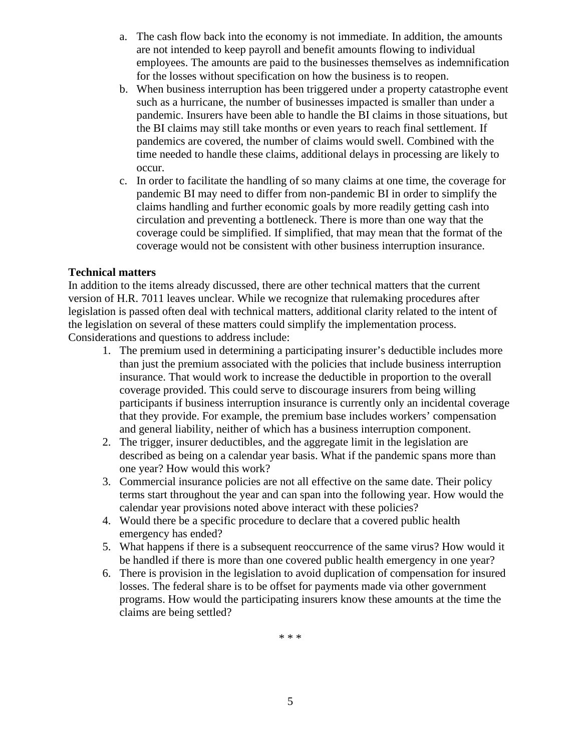a. The cash flow back into the economy is not immediate. In addition, the amounts are not intended to keep payroll and benefit amounts flowing to individual employees. The amounts are paid to the businesses themselves as indemnification for the losses without specification on how the business is to reopen.
b. When business interruption has been triggered under a property catastrophe event such as a hurricane, the number of businesses impacted is smaller than under a pandemic. Insurers have been able to handle the BI claims in those situations, but the BI claims may still take months or even years to reach final settlement. If pandemics are covered, the number of claims would swell. Combined with the time needed to handle these claims, additional delays in processing are likely to occur.
c. In order to facilitate the handling of so many claims at one time, the coverage for pandemic BI may need to differ from non-pandemic BI in order to simplify the claims handling and further economic goals by more readily getting cash into circulation and preventing a bottleneck. There is more than one way that the coverage could be simplified. If simplified, that may mean that the format of the coverage would not be consistent with other business interruption insurance.

**Technical matters**

In addition to the items already discussed, there are other technical matters that the current version of H.R. 7011 leaves unclear. While we recognize that rulemaking procedures after legislation is passed often deal with technical matters, additional clarity related to the intent of the legislation on several of these matters could simplify the implementation process. Considerations and questions to address include:

1. The premium used in determining a participating insurer's deductible includes more than just the premium associated with the policies that include business interruption insurance. That would work to increase the deductible in proportion to the overall coverage provided. This could serve to discourage insurers from being willing participants if business interruption insurance is currently only an incidental coverage that they provide. For example, the premium base includes workers' compensation and general liability, neither of which has a business interruption component.
2. The trigger, insurer deductibles, and the aggregate limit in the legislation are described as being on a calendar year basis. What if the pandemic spans more than one year? How would this work?
3. Commercial insurance policies are not all effective on the same date. Their policy terms start throughout the year and can span into the following year. How would the calendar year provisions noted above interact with these policies?
4. Would there be a specific procedure to declare that a covered public health emergency has ended?
5. What happens if there is a subsequent reoccurrence of the same virus? How would it be handled if there is more than one covered public health emergency in one year?
6. There is provision in the legislation to avoid duplication of compensation for insured losses. The federal share is to be offset for payments made via other government programs. How would the participating insurers know these amounts at the time the claims are being settled?

* * *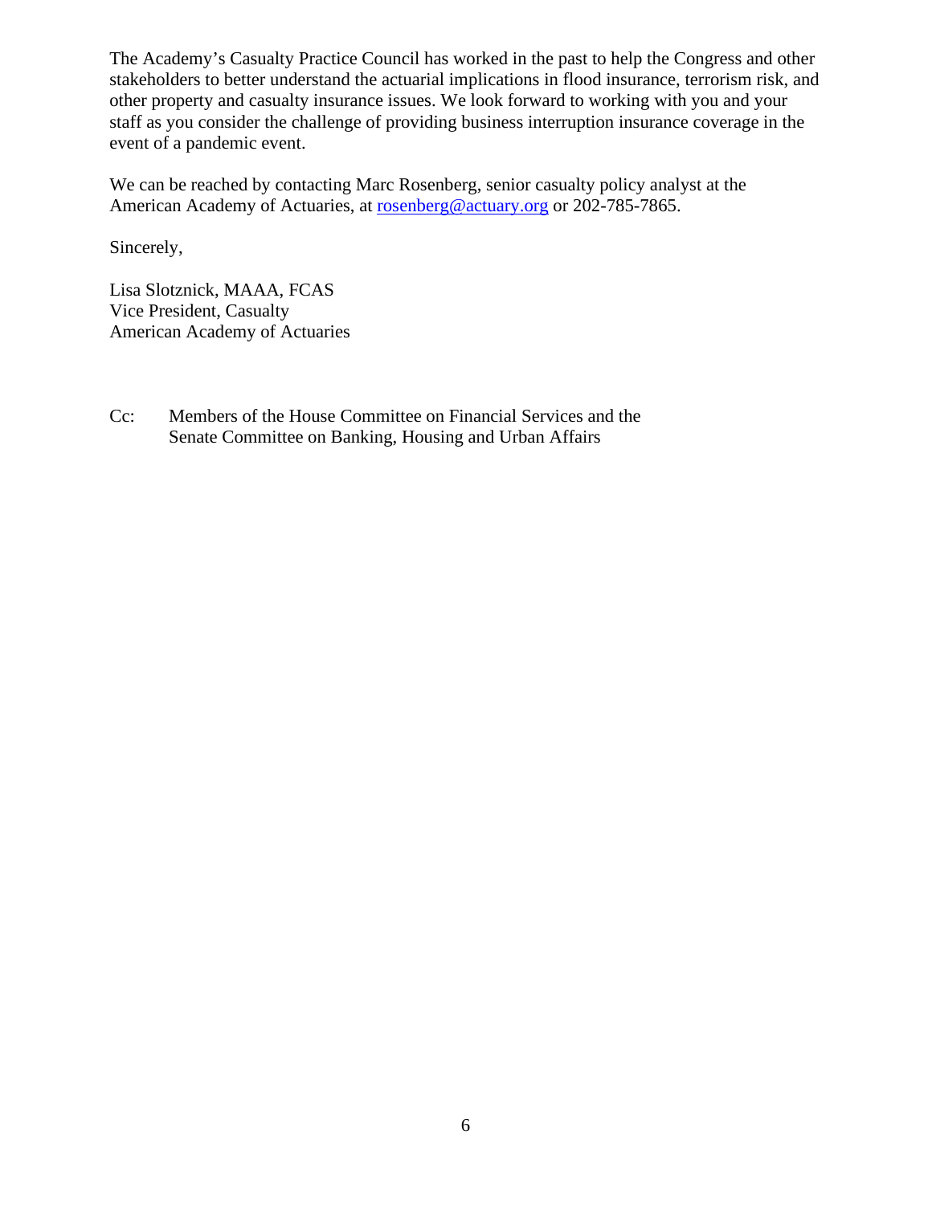The Academy's Casualty Practice Council has worked in the past to help the Congress and other stakeholders to better understand the actuarial implications in flood insurance, terrorism risk, and other property and casualty insurance issues. We look forward to working with you and your staff as you consider the challenge of providing business interruption insurance coverage in the event of a pandemic event.

We can be reached by contacting Marc Rosenberg, senior casualty policy analyst at the American Academy of Actuaries, at rosenberg@actuary.org or 202-785-7865.

Sincerely,

Lisa Slotznick, MAAA, FCAS  
Vice President, Casualty  
American Academy of Actuaries

Cc: Members of the House Committee on Financial Services and the Senate Committee on Banking, Housing and Urban Affairs